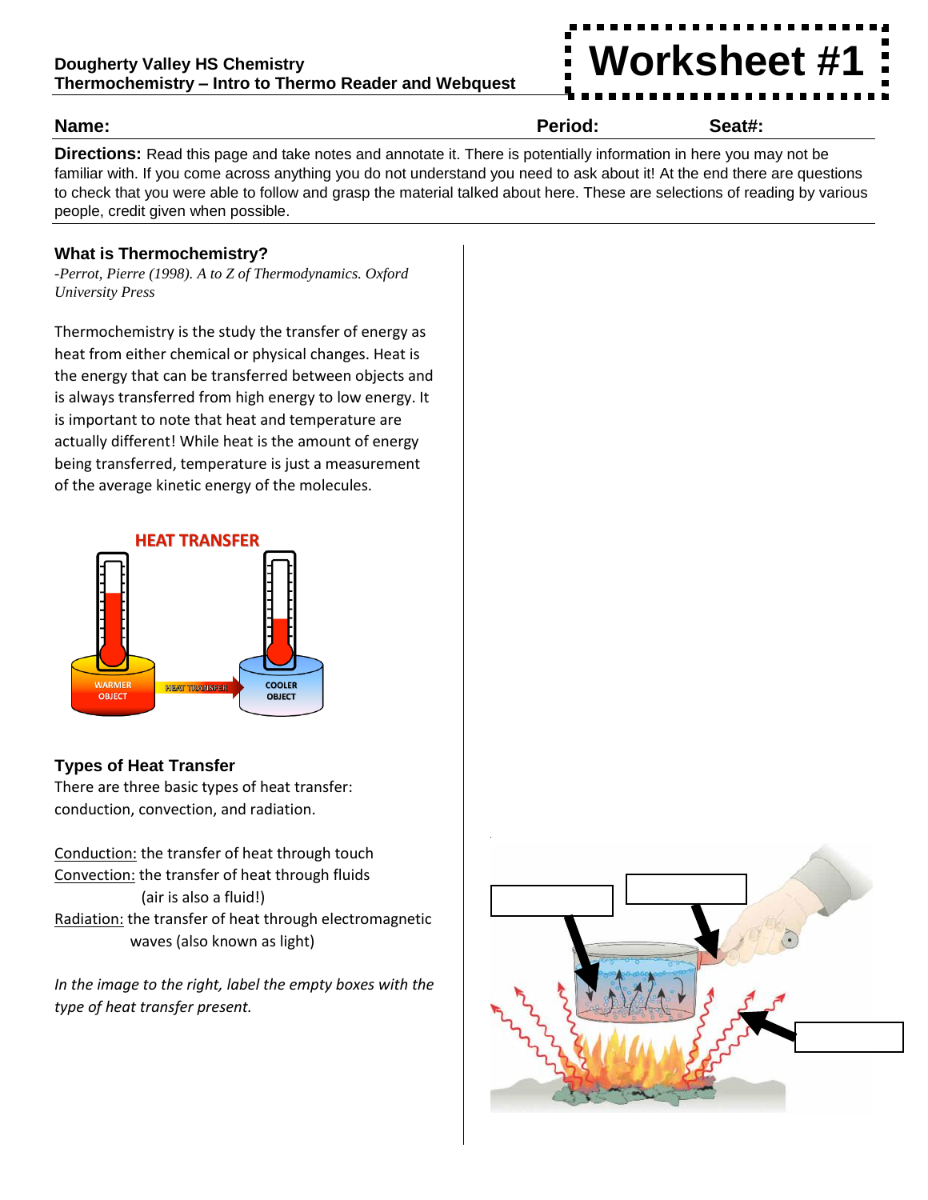**Dougherty Valley HS Chemistry**
**Thermochemistry – Intro to Thermo Reader and Webquest**

# Worksheet #1

**Name:** **Period:** **Seat#:**

**Directions:** Read this page and take notes and annotate it. There is potentially information in here you may not be familiar with. If you come across anything you do not understand you need to ask about it! At the end there are questions to check that you were able to follow and grasp the material talked about here. These are selections of reading by various people, credit given when possible.

### What is Thermochemistry?

*-Perrot, Pierre (1998). A to Z of Thermodynamics. Oxford University Press*

Thermochemistry is the study the transfer of energy as heat from either chemical or physical changes. Heat is the energy that can be transferred between objects and is always transferred from high energy to low energy. It is important to note that heat and temperature are actually different! While heat is the amount of energy being transferred, temperature is just a measurement of the average kinetic energy of the molecules.

HEAT TRANSFER

WARMER OBJECT → HEAT TRANSFER → COOLER OBJECT

### Types of Heat Transfer

There are three basic types of heat transfer: conduction, convection, and radiation.

Conduction: the transfer of heat through touch
Convection: the transfer of heat through fluids (air is also a fluid!)
Radiation: the transfer of heat through electromagnetic waves (also known as light)

*In the image to the right, label the empty boxes with the type of heat transfer present.*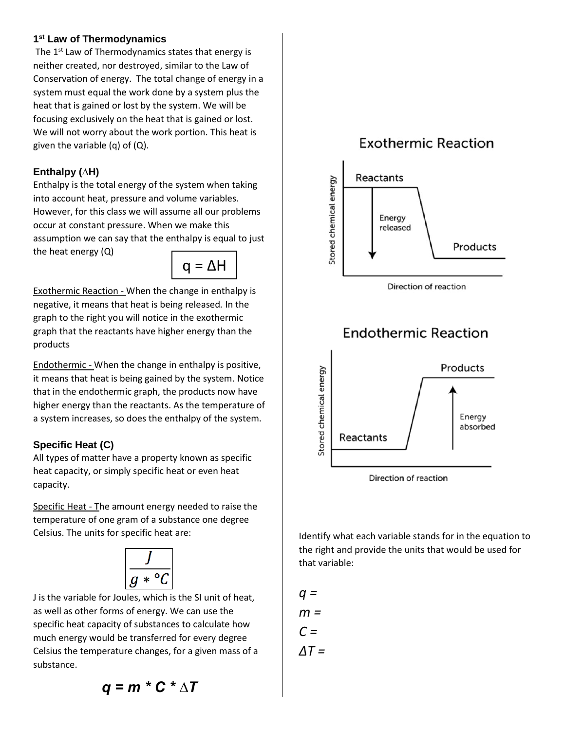### 1st Law of Thermodynamics

The 1st Law of Thermodynamics states that energy is neither created, nor destroyed, similar to the Law of Conservation of energy. The total change of energy in a system must equal the work done by a system plus the heat that is gained or lost by the system. We will be focusing exclusively on the heat that is gained or lost. We will not worry about the work portion. This heat is given the variable (q) of (Q).

### Enthalpy ($\Delta H$)

Enthalpy is the total energy of the system when taking into account heat, pressure and volume variables. However, for this class we will assume all our problems occur at constant pressure. When we make this assumption we can say that the enthalpy is equal to just the heat energy (Q)

$$q = \Delta H$$

Exothermic Reaction - When the change in enthalpy is negative, it means that heat is being released. In the graph to the right you will notice in the exothermic graph that the reactants have higher energy than the products

Endothermic - When the change in enthalpy is positive, it means that heat is being gained by the system. Notice that in the endothermic graph, the products now have higher energy than the reactants. As the temperature of a system increases, so does the enthalpy of the system.

### Specific Heat (C)

All types of matter have a property known as specific heat capacity, or simply specific heat or even heat capacity.

Specific Heat - The amount energy needed to raise the temperature of one gram of a substance one degree Celsius. The units for specific heat are:

$$\frac{J}{g * °C}$$

J is the variable for Joules, which is the SI unit of heat, as well as other forms of energy. We can use the specific heat capacity of substances to calculate how much energy would be transferred for every degree Celsius the temperature changes, for a given mass of a substance.

$$q = m * C * \Delta T$$

**Exothermic Reaction**

Stored chemical energy vs. Direction of reaction: Reactants, Energy released, Products

**Endothermic Reaction**

Stored chemical energy vs. Direction of reaction: Reactants, Energy absorbed, Products

Identify what each variable stands for in the equation to the right and provide the units that would be used for that variable:

*q =*

*m =*

*C =*

*$\Delta T$ =*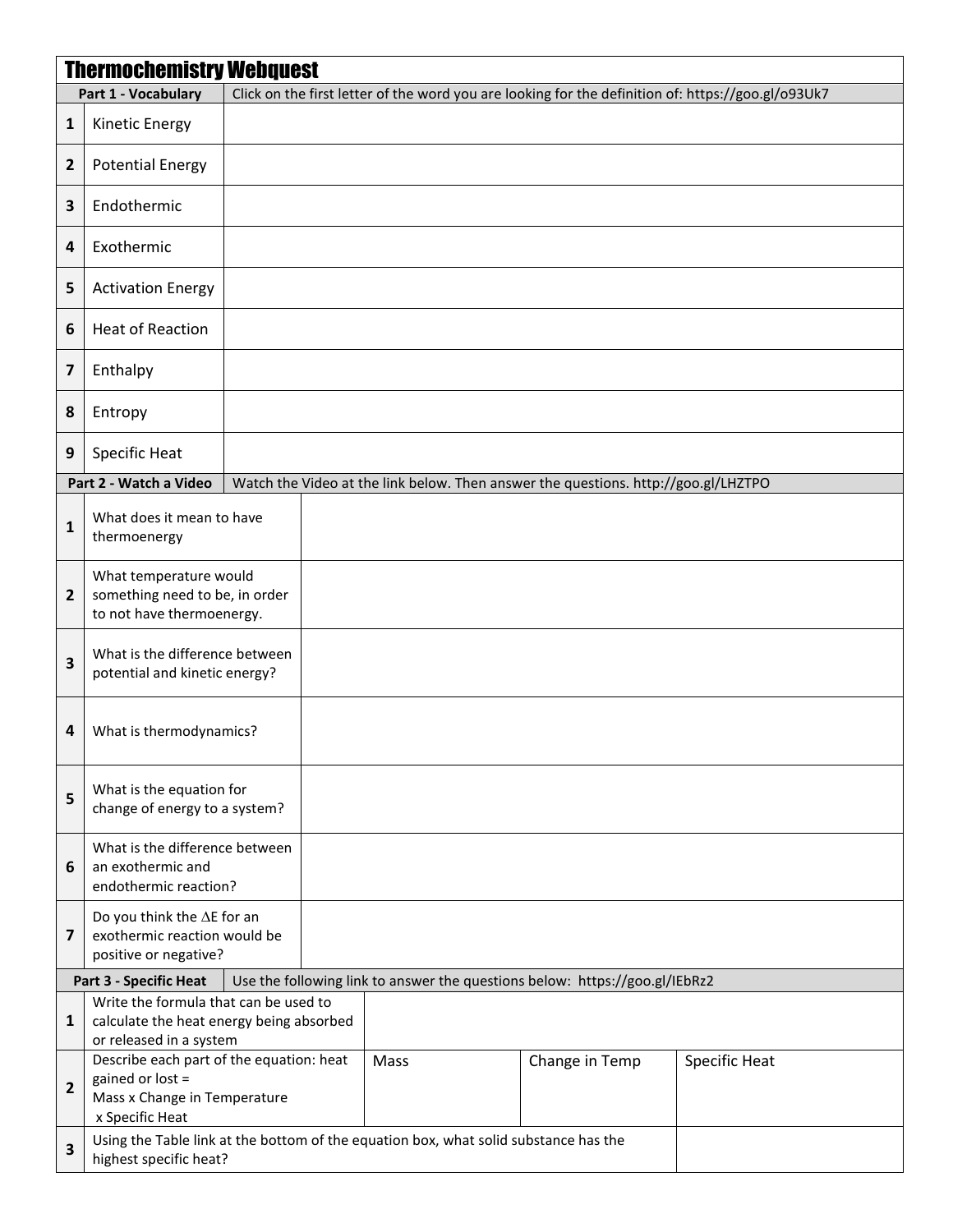# Thermochemistry Webquest

| Part 1 - Vocabulary | Click on the first letter of the word you are looking for the definition of: https://goo.gl/o93Uk7 |
|---|---|
| **1** Kinetic Energy | |
| **2** Potential Energy | |
| **3** Endothermic | |
| **4** Exothermic | |
| **5** Activation Energy | |
| **6** Heat of Reaction | |
| **7** Enthalpy | |
| **8** Entropy | |
| **9** Specific Heat | |

| Part 2 - Watch a Video | Watch the Video at the link below. Then answer the questions. http://goo.gl/LHZTPO |
|---|---|
| **1** What does it mean to have thermoenergy | |
| **2** What temperature would something need to be, in order to not have thermoenergy. | |
| **3** What is the difference between potential and kinetic energy? | |
| **4** What is thermodynamics? | |
| **5** What is the equation for change of energy to a system? | |
| **6** What is the difference between an exothermic and endothermic reaction? | |
| **7** Do you think the $\Delta E$ for an exothermic reaction would be positive or negative? | |

| Part 3 - Specific Heat | Use the following link to answer the questions below: https://goo.gl/IEbRz2 | | |
|---|---|---|---|
| **1** Write the formula that can be used to calculate the heat energy being absorbed or released in a system | | | |
| **2** Describe each part of the equation: heat gained or lost = Mass x Change in Temperature x Specific Heat | Mass | Change in Temp | Specific Heat |
| **3** Using the Table link at the bottom of the equation box, what solid substance has the highest specific heat? | | | |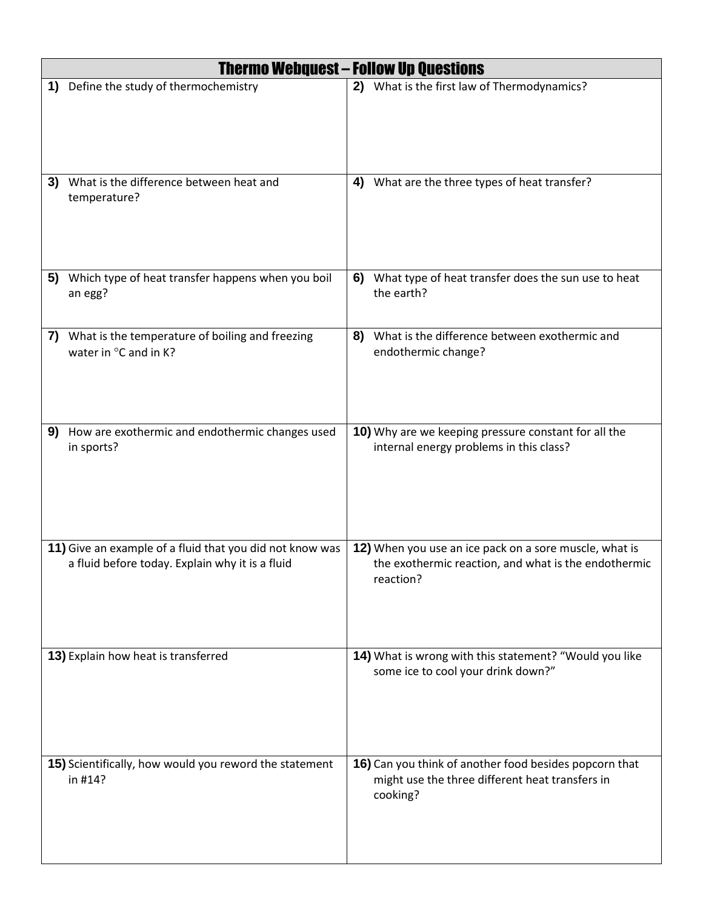| Thermo Webquest – Follow Up Questions | |
|---|---|
| **1)** Define the study of thermochemistry | **2)** What is the first law of Thermodynamics? |
| **3)** What is the difference between heat and temperature? | **4)** What are the three types of heat transfer? |
| **5)** Which type of heat transfer happens when you boil an egg? | **6)** What type of heat transfer does the sun use to heat the earth? |
| **7)** What is the temperature of boiling and freezing water in °C and in K? | **8)** What is the difference between exothermic and endothermic change? |
| **9)** How are exothermic and endothermic changes used in sports? | **10)** Why are we keeping pressure constant for all the internal energy problems in this class? |
| **11)** Give an example of a fluid that you did not know was a fluid before today. Explain why it is a fluid | **12)** When you use an ice pack on a sore muscle, what is the exothermic reaction, and what is the endothermic reaction? |
| **13)** Explain how heat is transferred | **14)** What is wrong with this statement? "Would you like some ice to cool your drink down?" |
| **15)** Scientifically, how would you reword the statement in #14? | **16)** Can you think of another food besides popcorn that might use the three different heat transfers in cooking? |